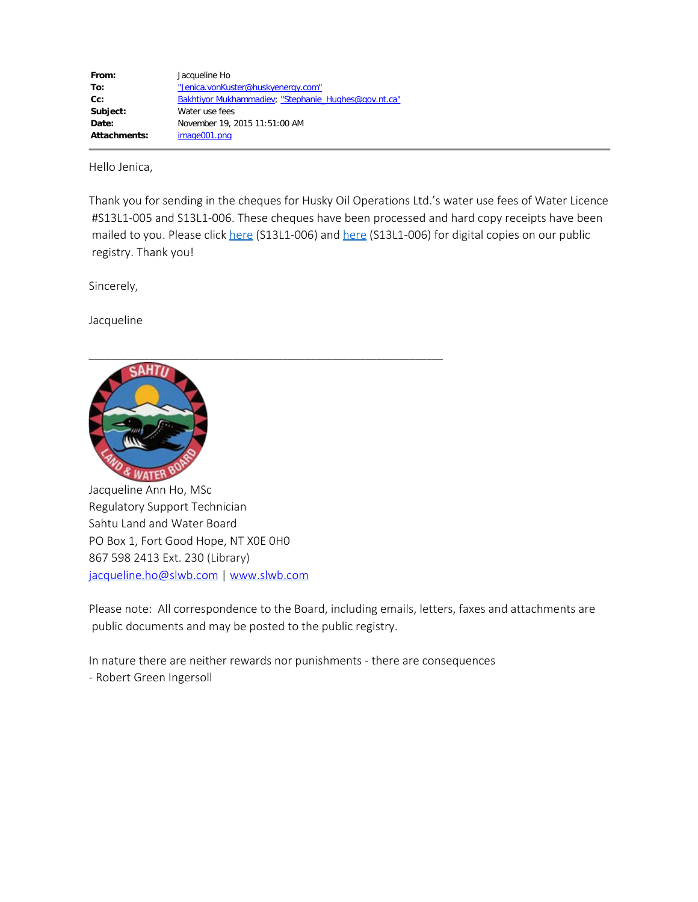**From:** Jacqueline Ho
**To:** "Jenica.vonKuster@huskyenergy.com"
**Cc:** Bakhtiyor Mukhammadiev; "Stephanie_Hughes@gov.nt.ca"
**Subject:** Water use fees
**Date:** November 19, 2015 11:51:00 AM
**Attachments:** image001.png

---

Hello Jenica,

Thank you for sending in the cheques for Husky Oil Operations Ltd.'s water use fees of Water Licence #S13L1-005 and S13L1-006. These cheques have been processed and hard copy receipts have been mailed to you. Please click here (S13L1-006) and here (S13L1-006) for digital copies on our public registry. Thank you!

Sincerely,

Jacqueline

______________________________________________________

Jacqueline Ann Ho, MSc
Regulatory Support Technician
Sahtu Land and Water Board
PO Box 1, Fort Good Hope, NT X0E 0H0
867 598 2413 Ext. 230 (Library)
jacqueline.ho@slwb.com | www.slwb.com

Please note: All correspondence to the Board, including emails, letters, faxes and attachments are public documents and may be posted to the public registry.

In nature there are neither rewards nor punishments - there are consequences
- Robert Green Ingersoll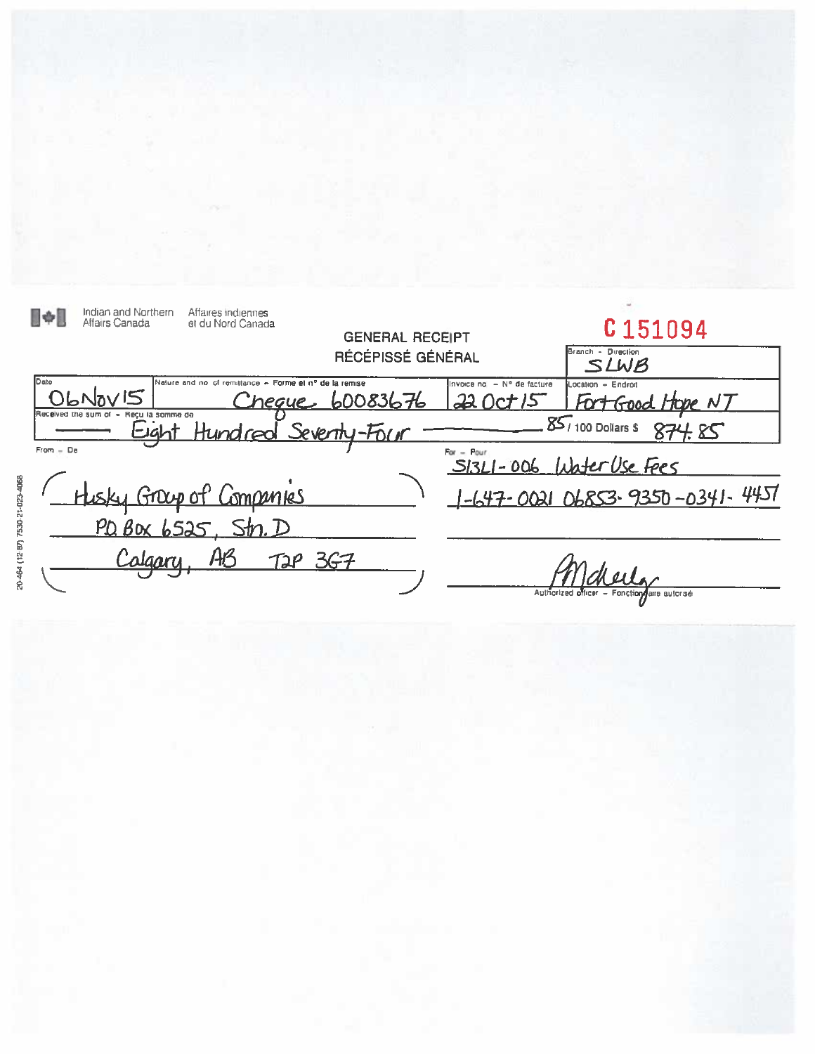Indian and Northern Affairs Canada / Affaires indiennes et du Nord Canada

**GENERAL RECEIPT**
**RÉCÉPISSÉ GÉNÉRAL**

**C 151094**

| Date | Nature and no. of remittance - Forme et n° de la remise | Invoice no. - N° de facture | Branch - Direction / Location - Endroit |
|---|---|---|---|
| 06Nov15 | Cheque 60083676 | 22 Oct 15 | SLWB / Fort Good Hope NT |

Received the sum of - Reçu la somme de: Eight Hundred Seventy-Four 85/100 Dollars $ 874.85

From - De:
Husky Group of Companies
P.O. Box 6525, Stn. D
Calgary, AB T2P 3G7

For - Pour:
S13L1-006 Water Use Fees
1-647-0021 06853-9350-0341-4457

Authorized officer - Fonctionnaire autorisé

20-464 (12 87) 7530-21-023-4068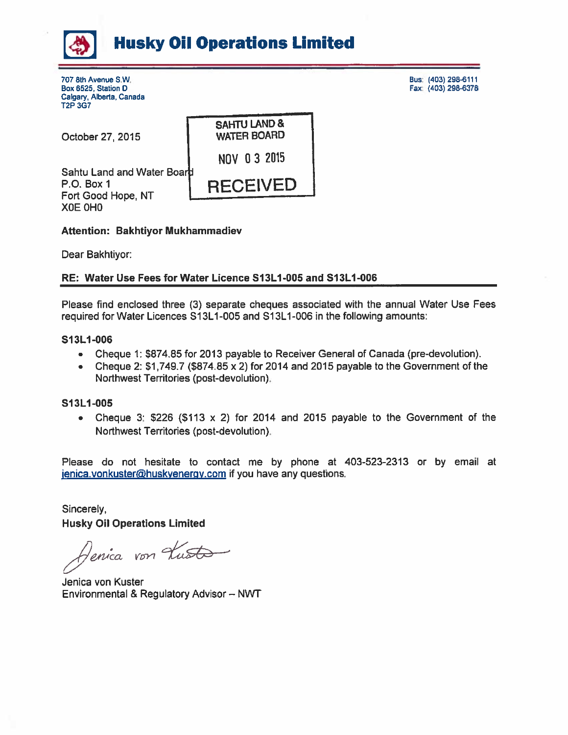# Husky Oil Operations Limited

707 8th Avenue S.W.
Box 6525, Station D
Calgary, Alberta, Canada
T2P 3G7

Bus: (403) 298-6111
Fax: (403) 298-6378

October 27, 2015

SAHTU LAND & WATER BOARD
NOV 03 2015
RECEIVED

Sahtu Land and Water Board
P.O. Box 1
Fort Good Hope, NT
X0E 0H0

**Attention: Bakhtiyor Mukhammadiev**

Dear Bakhtiyor:

**RE: Water Use Fees for Water Licence S13L1-005 and S13L1-006**

Please find enclosed three (3) separate cheques associated with the annual Water Use Fees required for Water Licences S13L1-005 and S13L1-006 in the following amounts:

**S13L1-006**

- Cheque 1: $874.85 for 2013 payable to Receiver General of Canada (pre-devolution).
- Cheque 2: $1,749.7 ($874.85 x 2) for 2014 and 2015 payable to the Government of the Northwest Territories (post-devolution).

**S13L1-005**

- Cheque 3: $226 ($113 x 2) for 2014 and 2015 payable to the Government of the Northwest Territories (post-devolution).

Please do not hesitate to contact me by phone at 403-523-2313 or by email at jenica.vonkuster@huskyenergy.com if you have any questions.

Sincerely,
**Husky Oil Operations Limited**

Jenica von Kuster
Environmental & Regulatory Advisor – NWT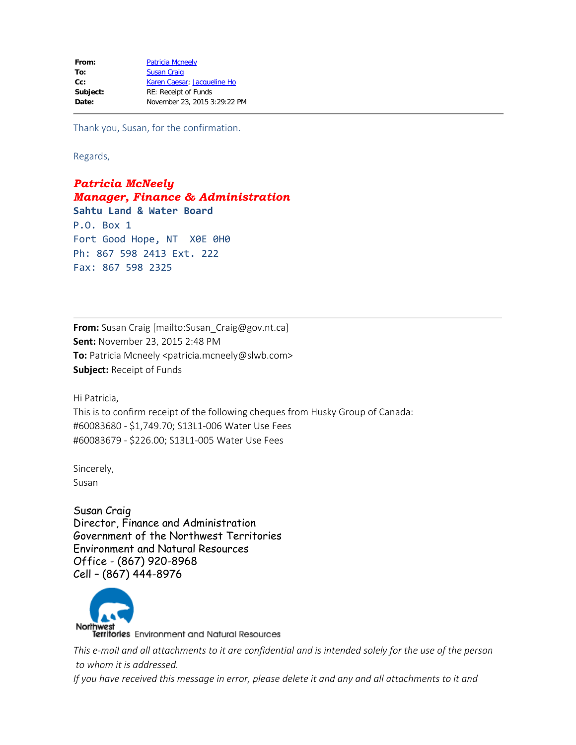**From:** Patricia Mcneely
**To:** Susan Craig
**Cc:** Karen Caesar; Jacqueline Ho
**Subject:** RE: Receipt of Funds
**Date:** November 23, 2015 3:29:22 PM

---

Thank you, Susan, for the confirmation.

Regards,

***Patricia McNeely***
***Manager, Finance & Administration***
**Sahtu Land & Water Board**
P.O. Box 1
Fort Good Hope, NT  X0E 0H0
Ph: 867 598 2413 Ext. 222
Fax: 867 598 2325

---

**From:** Susan Craig [mailto:Susan_Craig@gov.nt.ca]
**Sent:** November 23, 2015 2:48 PM
**To:** Patricia Mcneely <patricia.mcneely@slwb.com>
**Subject:** Receipt of Funds

Hi Patricia,
This is to confirm receipt of the following cheques from Husky Group of Canada:
#60083680 - $1,749.70; S13L1-006 Water Use Fees
#60083679 - $226.00; S13L1-005 Water Use Fees

Sincerely,
Susan

Susan Craig
Director, Finance and Administration
Government of the Northwest Territories
Environment and Natural Resources
Office - (867) 920-8968
Cell – (867) 444-8976

Northwest Territories Environment and Natural Resources

*This e-mail and all attachments to it are confidential and is intended solely for the use of the person to whom it is addressed.*
*If you have received this message in error, please delete it and any and all attachments to it and*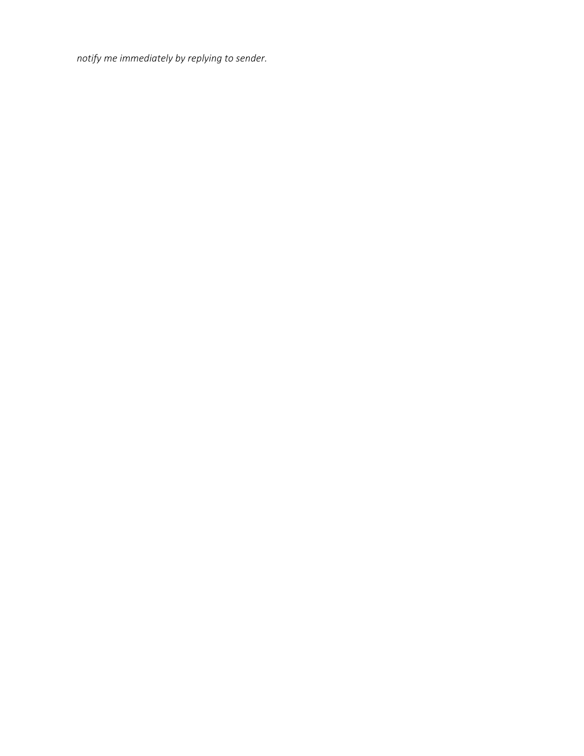*notify me immediately by replying to sender.*